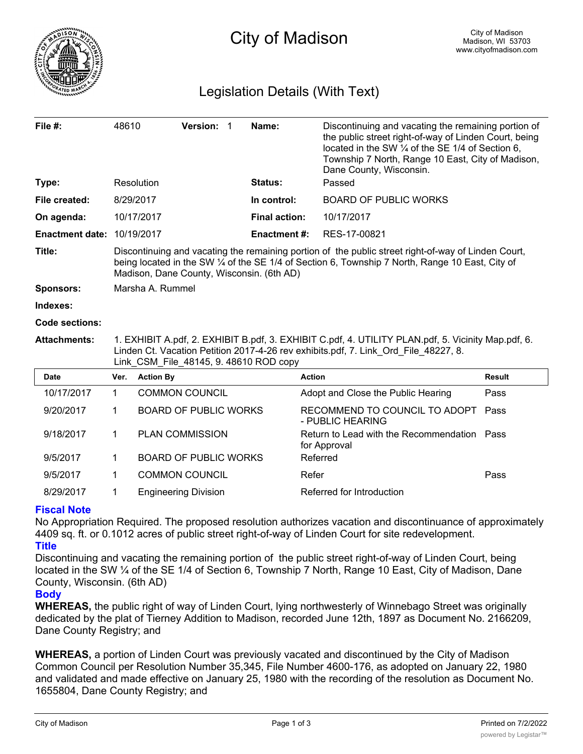# City of Madison

City of Madison
Madison, WI 53703
www.cityofmadison.com

## Legislation Details (With Text)

| | | | |
|---|---|---|---|
| **File #:** | 48610 **Version:** 1 | **Name:** | Discontinuing and vacating the remaining portion of the public street right-of-way of Linden Court, being located in the SW ¼ of the SE 1/4 of Section 6, Township 7 North, Range 10 East, City of Madison, Dane County, Wisconsin. |
| **Type:** | Resolution | **Status:** | Passed |
| **File created:** | 8/29/2017 | **In control:** | BOARD OF PUBLIC WORKS |
| **On agenda:** | 10/17/2017 | **Final action:** | 10/17/2017 |
| **Enactment date:** | 10/19/2017 | **Enactment #:** | RES-17-00821 |

**Title:** Discontinuing and vacating the remaining portion of the public street right-of-way of Linden Court, being located in the SW ¼ of the SE 1/4 of Section 6, Township 7 North, Range 10 East, City of Madison, Dane County, Wisconsin. (6th AD)

**Sponsors:** Marsha A. Rummel

**Indexes:**

**Code sections:**

**Attachments:** 1. EXHIBIT A.pdf, 2. EXHIBIT B.pdf, 3. EXHIBIT C.pdf, 4. UTILITY PLAN.pdf, 5. Vicinity Map.pdf, 6. Linden Ct. Vacation Petition 2017-4-26 rev exhibits.pdf, 7. Link_Ord_File_48227, 8. Link_CSM_File_48145, 9. 48610 ROD copy

| Date | Ver. | Action By | Action | Result |
|---|---|---|---|---|
| 10/17/2017 | 1 | COMMON COUNCIL | Adopt and Close the Public Hearing | Pass |
| 9/20/2017 | 1 | BOARD OF PUBLIC WORKS | RECOMMEND TO COUNCIL TO ADOPT - PUBLIC HEARING | Pass |
| 9/18/2017 | 1 | PLAN COMMISSION | Return to Lead with the Recommendation for Approval | Pass |
| 9/5/2017 | 1 | BOARD OF PUBLIC WORKS | Referred | |
| 9/5/2017 | 1 | COMMON COUNCIL | Refer | Pass |
| 8/29/2017 | 1 | Engineering Division | Referred for Introduction | |

### Fiscal Note

No Appropriation Required. The proposed resolution authorizes vacation and discontinuance of approximately 4409 sq. ft. or 0.1012 acres of public street right-of-way of Linden Court for site redevelopment.

### Title

Discontinuing and vacating the remaining portion of the public street right-of-way of Linden Court, being located in the SW ¼ of the SE 1/4 of Section 6, Township 7 North, Range 10 East, City of Madison, Dane County, Wisconsin. (6th AD)

### Body

**WHEREAS,** the public right of way of Linden Court, lying northwesterly of Winnebago Street was originally dedicated by the plat of Tierney Addition to Madison, recorded June 12th, 1897 as Document No. 2166209, Dane County Registry; and

**WHEREAS,** a portion of Linden Court was previously vacated and discontinued by the City of Madison Common Council per Resolution Number 35,345, File Number 4600-176, as adopted on January 22, 1980 and validated and made effective on January 25, 1980 with the recording of the resolution as Document No. 1655804, Dane County Registry; and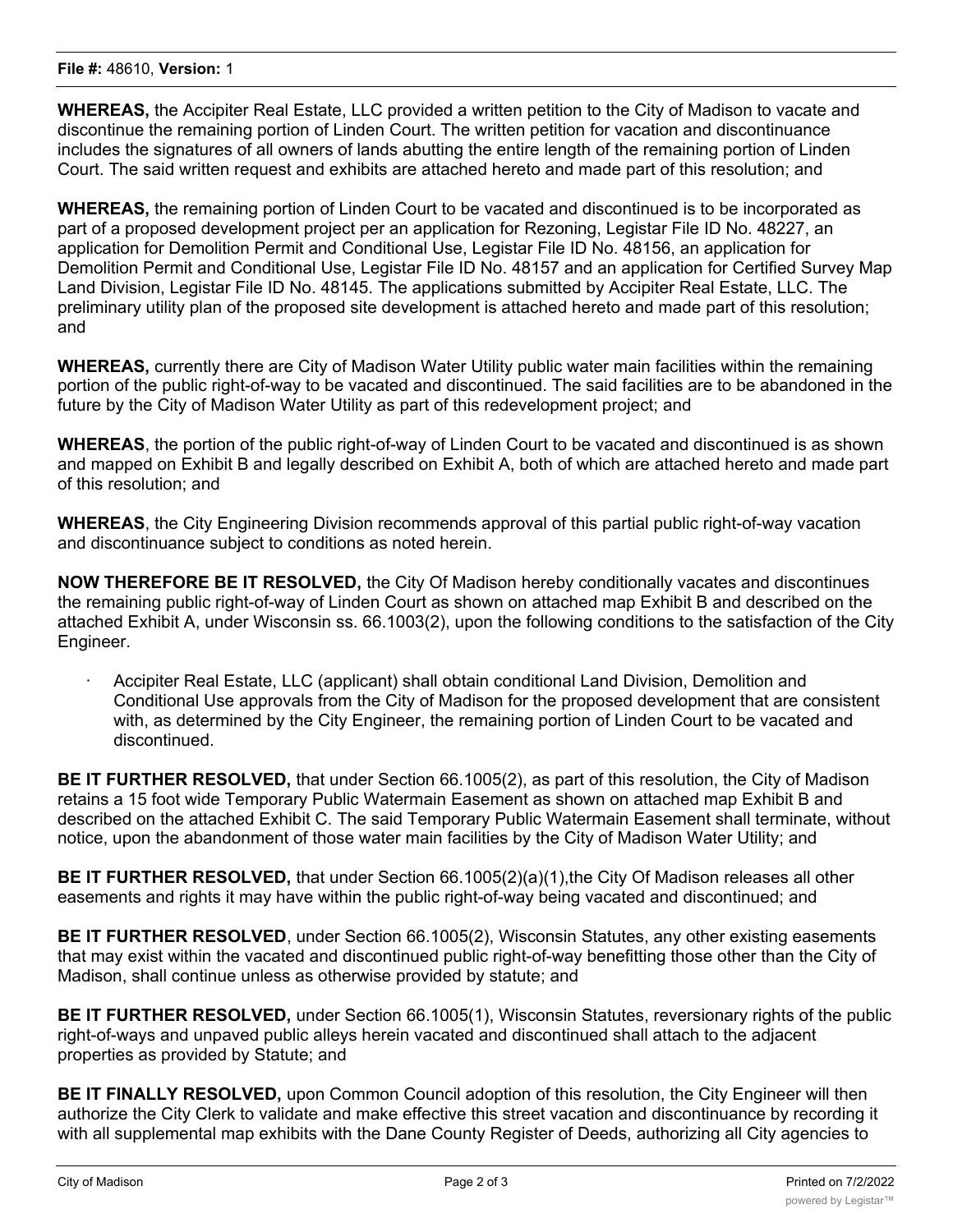**WHEREAS,** the Accipiter Real Estate, LLC provided a written petition to the City of Madison to vacate and discontinue the remaining portion of Linden Court. The written petition for vacation and discontinuance includes the signatures of all owners of lands abutting the entire length of the remaining portion of Linden Court. The said written request and exhibits are attached hereto and made part of this resolution; and

**WHEREAS,** the remaining portion of Linden Court to be vacated and discontinued is to be incorporated as part of a proposed development project per an application for Rezoning, Legistar File ID No. 48227, an application for Demolition Permit and Conditional Use, Legistar File ID No. 48156, an application for Demolition Permit and Conditional Use, Legistar File ID No. 48157 and an application for Certified Survey Map Land Division, Legistar File ID No. 48145. The applications submitted by Accipiter Real Estate, LLC. The preliminary utility plan of the proposed site development is attached hereto and made part of this resolution; and

**WHEREAS,** currently there are City of Madison Water Utility public water main facilities within the remaining portion of the public right-of-way to be vacated and discontinued. The said facilities are to be abandoned in the future by the City of Madison Water Utility as part of this redevelopment project; and

**WHEREAS**, the portion of the public right-of-way of Linden Court to be vacated and discontinued is as shown and mapped on Exhibit B and legally described on Exhibit A, both of which are attached hereto and made part of this resolution; and

**WHEREAS**, the City Engineering Division recommends approval of this partial public right-of-way vacation and discontinuance subject to conditions as noted herein.

**NOW THEREFORE BE IT RESOLVED,** the City Of Madison hereby conditionally vacates and discontinues the remaining public right-of-way of Linden Court as shown on attached map Exhibit B and described on the attached Exhibit A, under Wisconsin ss. 66.1003(2), upon the following conditions to the satisfaction of the City Engineer.

- Accipiter Real Estate, LLC (applicant) shall obtain conditional Land Division, Demolition and Conditional Use approvals from the City of Madison for the proposed development that are consistent with, as determined by the City Engineer, the remaining portion of Linden Court to be vacated and discontinued.

**BE IT FURTHER RESOLVED,** that under Section 66.1005(2), as part of this resolution, the City of Madison retains a 15 foot wide Temporary Public Watermain Easement as shown on attached map Exhibit B and described on the attached Exhibit C. The said Temporary Public Watermain Easement shall terminate, without notice, upon the abandonment of those water main facilities by the City of Madison Water Utility; and

**BE IT FURTHER RESOLVED,** that under Section 66.1005(2)(a)(1),the City Of Madison releases all other easements and rights it may have within the public right-of-way being vacated and discontinued; and

**BE IT FURTHER RESOLVED**, under Section 66.1005(2), Wisconsin Statutes, any other existing easements that may exist within the vacated and discontinued public right-of-way benefitting those other than the City of Madison, shall continue unless as otherwise provided by statute; and

**BE IT FURTHER RESOLVED,** under Section 66.1005(1), Wisconsin Statutes, reversionary rights of the public right-of-ways and unpaved public alleys herein vacated and discontinued shall attach to the adjacent properties as provided by Statute; and

**BE IT FINALLY RESOLVED,** upon Common Council adoption of this resolution, the City Engineer will then authorize the City Clerk to validate and make effective this street vacation and discontinuance by recording it with all supplemental map exhibits with the Dane County Register of Deeds, authorizing all City agencies to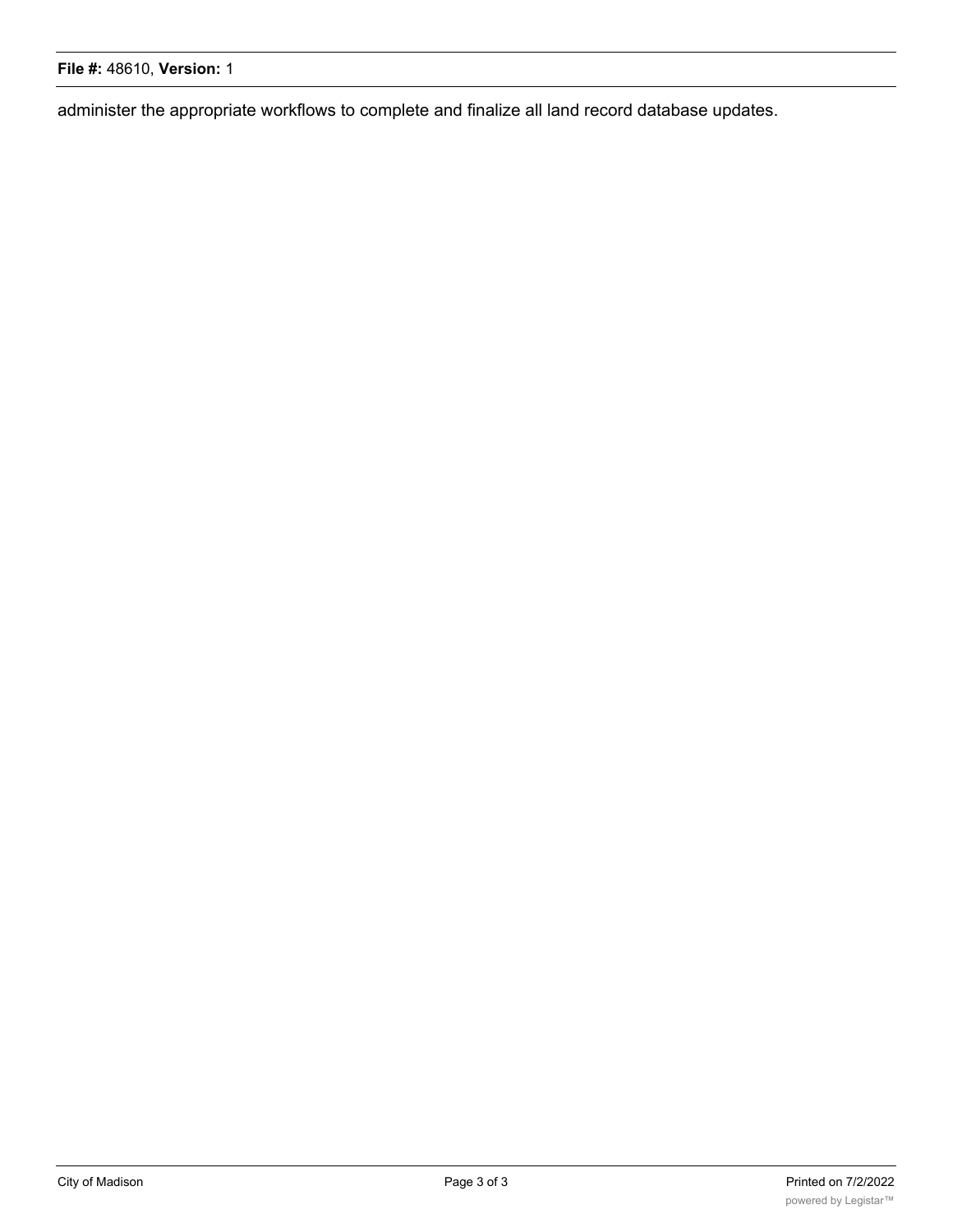administer the appropriate workflows to complete and finalize all land record database updates.